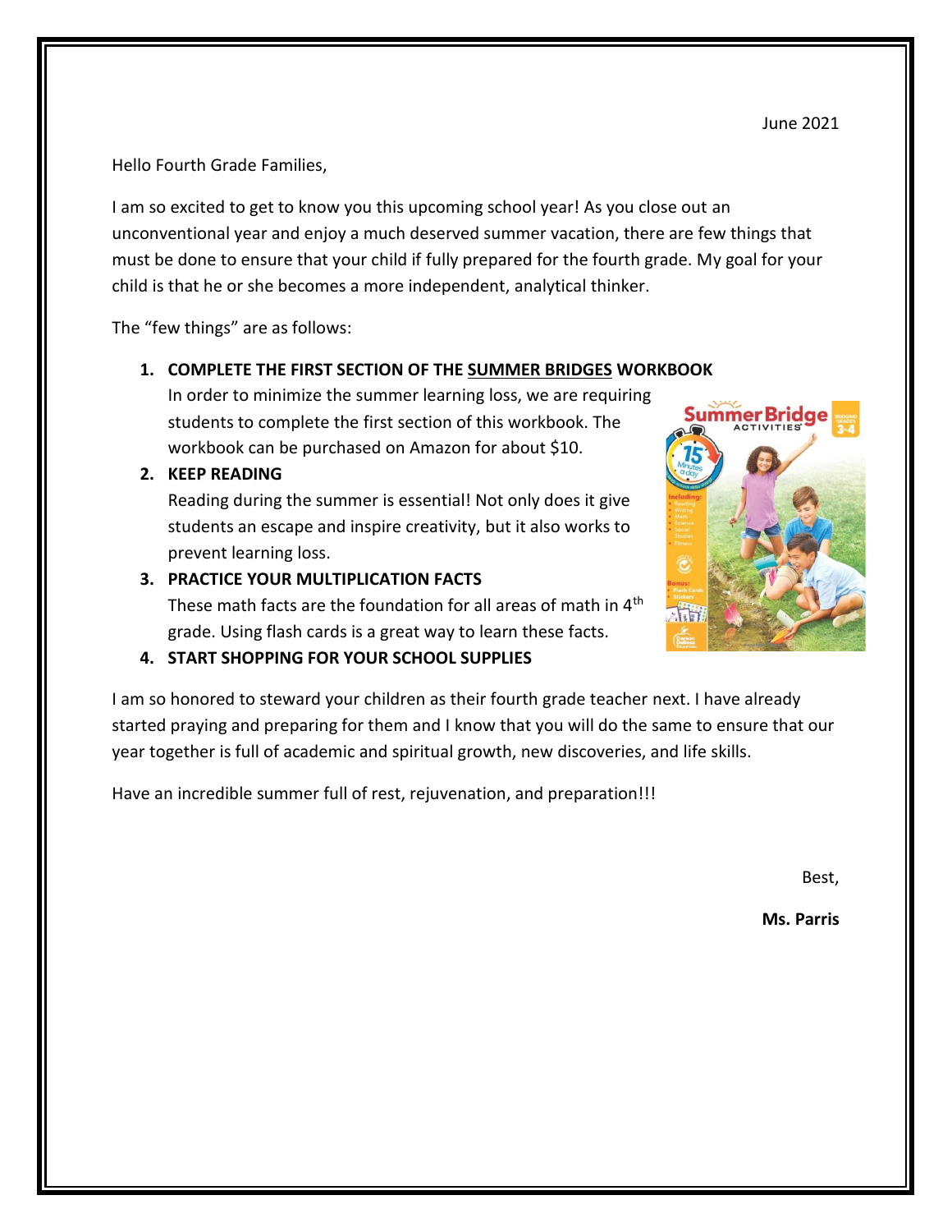June 2021

Hello Fourth Grade Families,

I am so excited to get to know you this upcoming school year! As you close out an unconventional year and enjoy a much deserved summer vacation, there are few things that must be done to ensure that your child if fully prepared for the fourth grade. My goal for your child is that he or she becomes a more independent, analytical thinker.

The "few things" are as follows:

1. **COMPLETE THE FIRST SECTION OF THE SUMMER BRIDGES WORKBOOK**
   In order to minimize the summer learning loss, we are requiring students to complete the first section of this workbook. The workbook can be purchased on Amazon for about $10.
2. **KEEP READING**
   Reading during the summer is essential! Not only does it give students an escape and inspire creativity, but it also works to prevent learning loss.
3. **PRACTICE YOUR MULTIPLICATION FACTS**
   These math facts are the foundation for all areas of math in 4th grade. Using flash cards is a great way to learn these facts.
4. **START SHOPPING FOR YOUR SCHOOL SUPPLIES**

I am so honored to steward your children as their fourth grade teacher next. I have already started praying and preparing for them and I know that you will do the same to ensure that our year together is full of academic and spiritual growth, new discoveries, and life skills.

Have an incredible summer full of rest, rejuvenation, and preparation!!!

Best,

**Ms. Parris**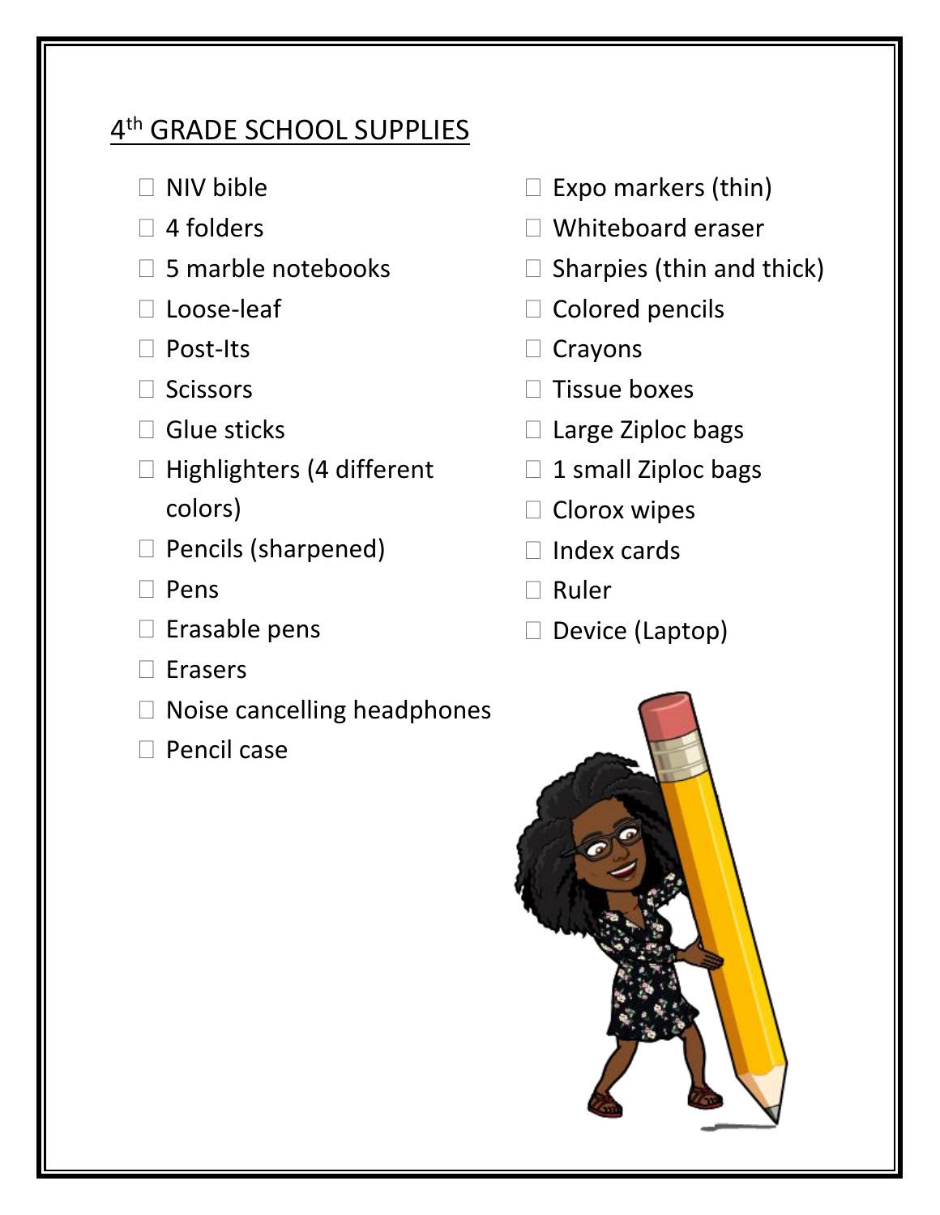## 4th GRADE SCHOOL SUPPLIES

- ☐ NIV bible
- ☐ 4 folders
- ☐ 5 marble notebooks
- ☐ Loose-leaf
- ☐ Post-Its
- ☐ Scissors
- ☐ Glue sticks
- ☐ Highlighters (4 different colors)
- ☐ Pencils (sharpened)
- ☐ Pens
- ☐ Erasable pens
- ☐ Erasers
- ☐ Noise cancelling headphones
- ☐ Pencil case
- ☐ Expo markers (thin)
- ☐ Whiteboard eraser
- ☐ Sharpies (thin and thick)
- ☐ Colored pencils
- ☐ Crayons
- ☐ Tissue boxes
- ☐ Large Ziploc bags
- ☐ 1 small Ziploc bags
- ☐ Clorox wipes
- ☐ Index cards
- ☐ Ruler
- ☐ Device (Laptop)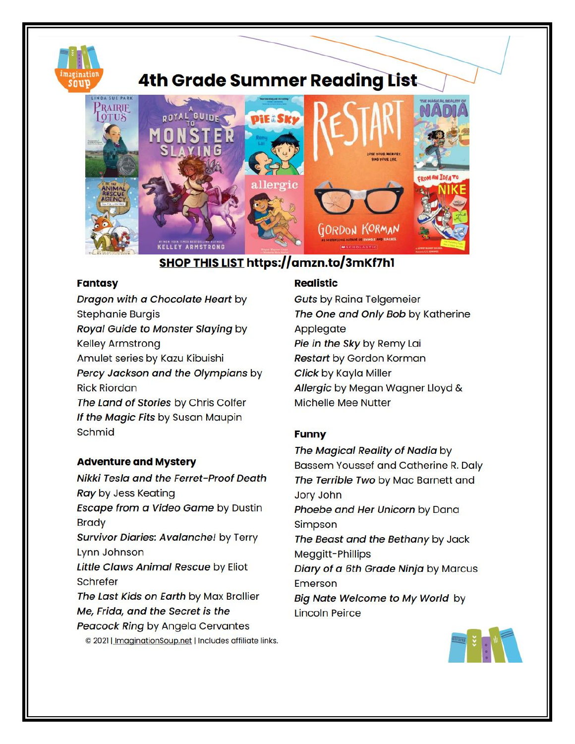# 4th Grade Summer Reading List

**SHOP THIS LIST https://amzn.to/3mKf7h1**

## Fantasy

***Dragon with a Chocolate Heart*** by Stephanie Burgis
***Royal Guide to Monster Slaying*** by Kelley Armstrong
Amulet series by Kazu Kibuishi
***Percy Jackson and the Olympians*** by Rick Riordan
***The Land of Stories*** by Chris Colfer
***If the Magic Fits*** by Susan Maupin Schmid

## Adventure and Mystery

***Nikki Tesla and the Ferret-Proof Death Ray*** by Jess Keating
***Escape from a Video Game*** by Dustin Brady
***Survivor Diaries: Avalanche!*** by Terry Lynn Johnson
***Little Claws Animal Rescue*** by Eliot Schrefer
***The Last Kids on Earth*** by Max Brallier
***Me, Frida, and the Secret is the Peacock Ring*** by Angela Cervantes

## Realistic

***Guts*** by Raina Telgemeier
***The One and Only Bob*** by Katherine Applegate
***Pie in the Sky*** by Remy Lai
***Restart*** by Gordon Korman
***Click*** by Kayla Miller
***Allergic*** by Megan Wagner Lloyd & Michelle Mee Nutter

## Funny

***The Magical Reality of Nadia*** by Bassem Youssef and Catherine R. Daly
***The Terrible Two*** by Mac Barnett and Jory John
***Phoebe and Her Unicorn*** by Dana Simpson
***The Beast and the Bethany*** by Jack Meggitt-Phillips
***Diary of a 6th Grade Ninja*** by Marcus Emerson
***Big Nate Welcome to My World*** by Lincoln Peirce

© 2021 | ImaginationSoup.net | Includes affiliate links.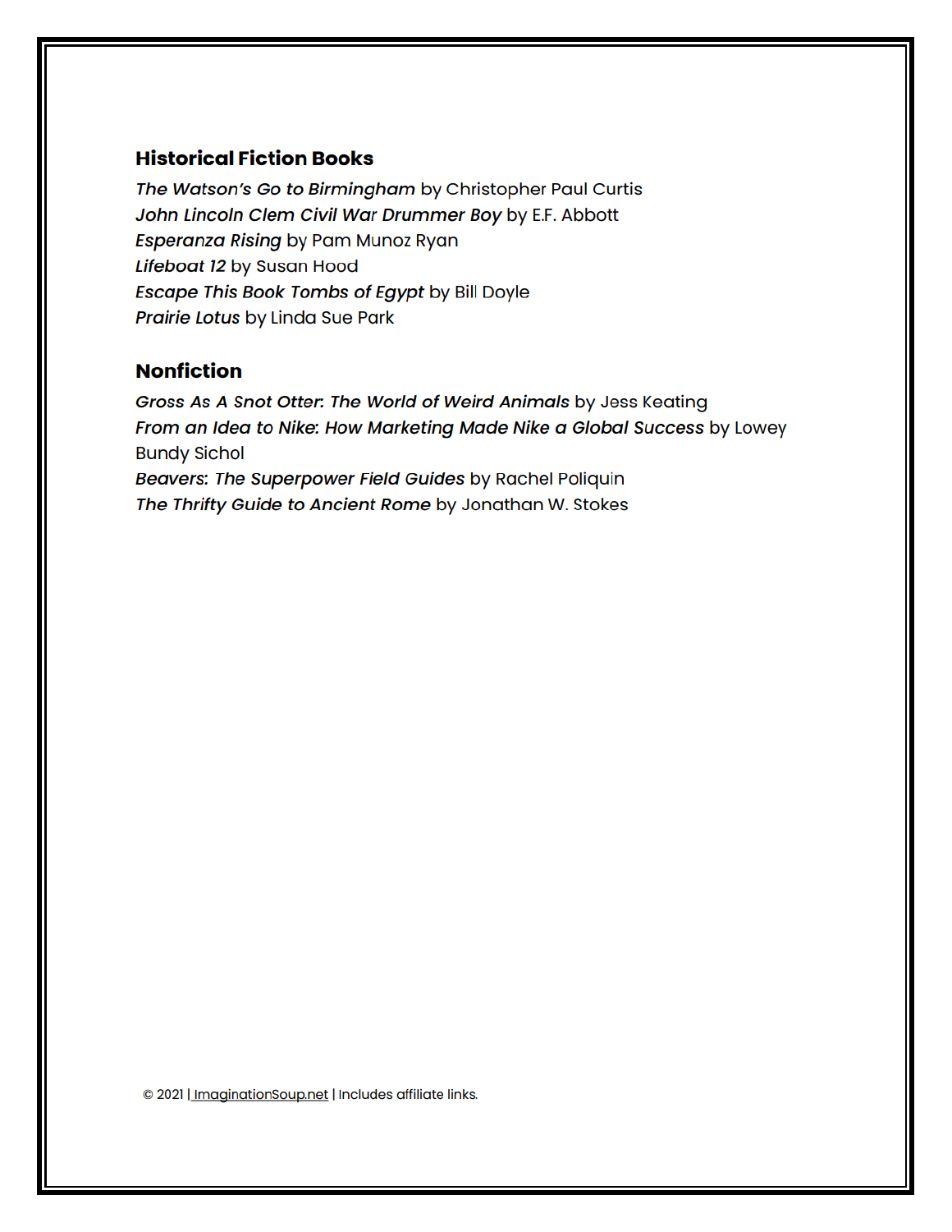## Historical Fiction Books

***The Watson's Go to Birmingham*** by Christopher Paul Curtis
***John Lincoln Clem Civil War Drummer Boy*** by E.F. Abbott
***Esperanza Rising*** by Pam Munoz Ryan
***Lifeboat 12*** by Susan Hood
***Escape This Book Tombs of Egypt*** by Bill Doyle
***Prairie Lotus*** by Linda Sue Park

## Nonfiction

***Gross As A Snot Otter: The World of Weird Animals*** by Jess Keating
***From an Idea to Nike: How Marketing Made Nike a Global Success*** by Lowey Bundy Sichol
***Beavers: The Superpower Field Guides*** by Rachel Poliquin
***The Thrifty Guide to Ancient Rome*** by Jonathan W. Stokes

© 2021 | ImaginationSoup.net | Includes affiliate links.